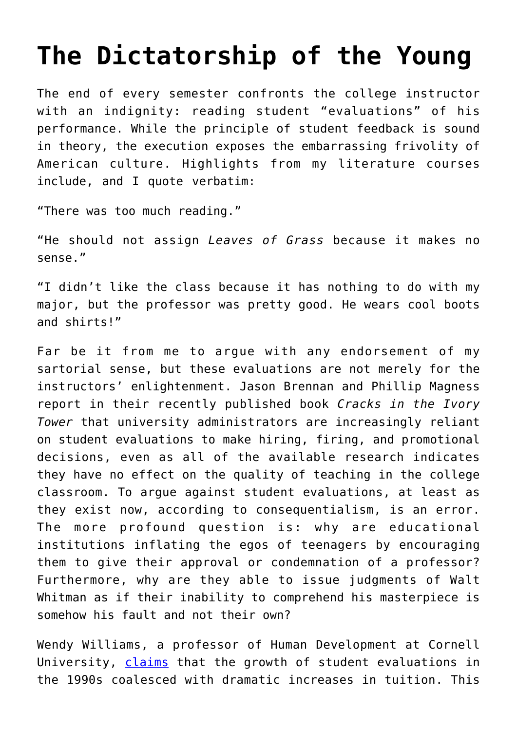# The Dictatorship of the Young

The end of every semester confronts the college instructor with an indignity: reading student "evaluations" of his performance. While the principle of student feedback is sound in theory, the execution exposes the embarrassing frivolity of American culture. Highlights from my literature courses include, and I quote verbatim:

"There was too much reading."

"He should not assign *Leaves of Grass* because it makes no sense."

"I didn't like the class because it has nothing to do with my major, but the professor was pretty good. He wears cool boots and shirts!"

Far be it from me to argue with any endorsement of my sartorial sense, but these evaluations are not merely for the instructors' enlightenment. Jason Brennan and Phillip Magness report in their recently published book *Cracks in the Ivory Tower* that university administrators are increasingly reliant on student evaluations to make hiring, firing, and promotional decisions, even as all of the available research indicates they have no effect on the quality of teaching in the college classroom. To argue against student evaluations, at least as they exist now, according to consequentialism, is an error. The more profound question is: why are educational institutions inflating the egos of teenagers by encouraging them to give their approval or condemnation of a professor? Furthermore, why are they able to issue judgments of Walt Whitman as if their inability to comprehend his masterpiece is somehow his fault and not their own?

Wendy Williams, a professor of Human Development at Cornell University, claims that the growth of student evaluations in the 1990s coalesced with dramatic increases in tuition. This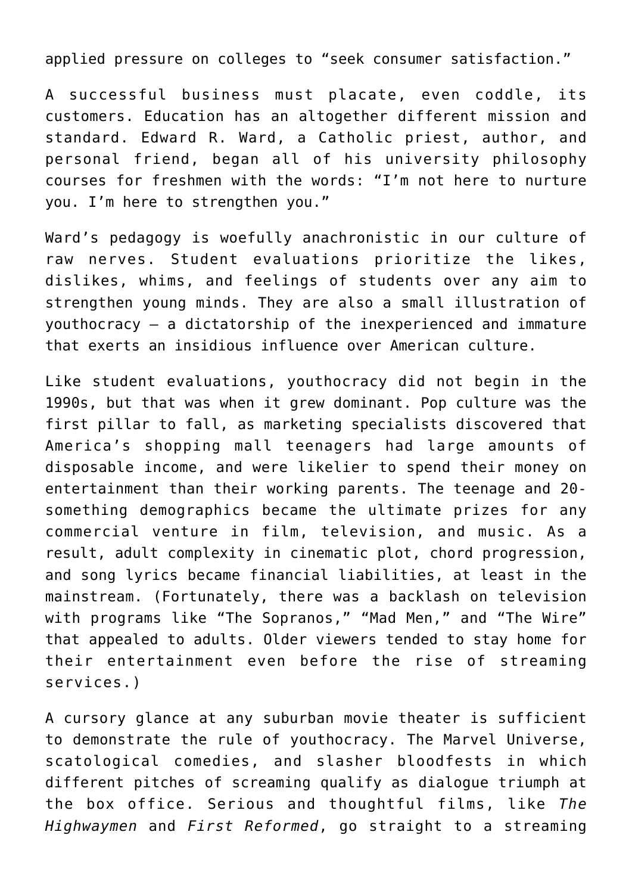applied pressure on colleges to "seek consumer satisfaction."

A successful business must placate, even coddle, its customers. Education has an altogether different mission and standard. Edward R. Ward, a Catholic priest, author, and personal friend, began all of his university philosophy courses for freshmen with the words: "I'm not here to nurture you. I'm here to strengthen you."

Ward's pedagogy is woefully anachronistic in our culture of raw nerves. Student evaluations prioritize the likes, dislikes, whims, and feelings of students over any aim to strengthen young minds. They are also a small illustration of youthocracy – a dictatorship of the inexperienced and immature that exerts an insidious influence over American culture.

Like student evaluations, youthocracy did not begin in the 1990s, but that was when it grew dominant. Pop culture was the first pillar to fall, as marketing specialists discovered that America's shopping mall teenagers had large amounts of disposable income, and were likelier to spend their money on entertainment than their working parents. The teenage and 20-something demographics became the ultimate prizes for any commercial venture in film, television, and music. As a result, adult complexity in cinematic plot, chord progression, and song lyrics became financial liabilities, at least in the mainstream. (Fortunately, there was a backlash on television with programs like "The Sopranos," "Mad Men," and "The Wire" that appealed to adults. Older viewers tended to stay home for their entertainment even before the rise of streaming services.)

A cursory glance at any suburban movie theater is sufficient to demonstrate the rule of youthocracy. The Marvel Universe, scatological comedies, and slasher bloodfests in which different pitches of screaming qualify as dialogue triumph at the box office. Serious and thoughtful films, like *The Highwaymen* and *First Reformed*, go straight to a streaming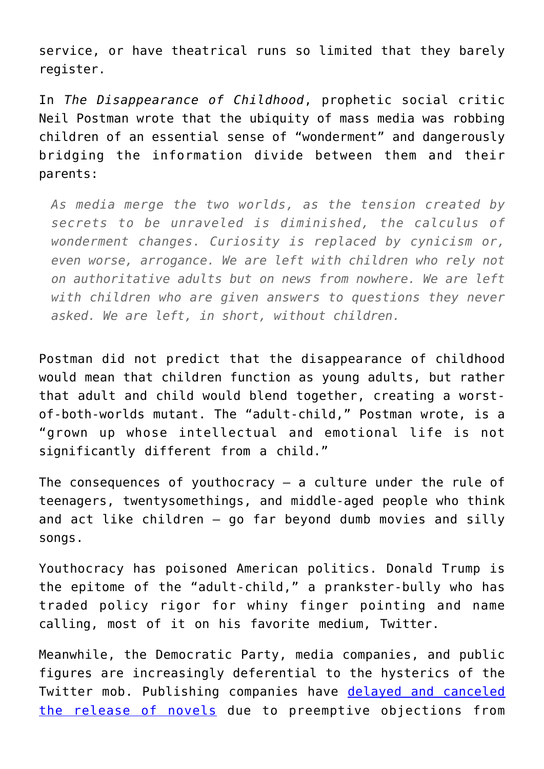service, or have theatrical runs so limited that they barely register.

In *The Disappearance of Childhood*, prophetic social critic Neil Postman wrote that the ubiquity of mass media was robbing children of an essential sense of "wonderment" and dangerously bridging the information divide between them and their parents:

> *As media merge the two worlds, as the tension created by secrets to be unraveled is diminished, the calculus of wonderment changes. Curiosity is replaced by cynicism or, even worse, arrogance. We are left with children who rely not on authoritative adults but on news from nowhere. We are left with children who are given answers to questions they never asked. We are left, in short, without children.*

Postman did not predict that the disappearance of childhood would mean that children function as young adults, but rather that adult and child would blend together, creating a worst-of-both-worlds mutant. The "adult-child," Postman wrote, is a "grown up whose intellectual and emotional life is not significantly different from a child."

The consequences of youthocracy — a culture under the rule of teenagers, twentysomethings, and middle-aged people who think and act like children — go far beyond dumb movies and silly songs.

Youthocracy has poisoned American politics. Donald Trump is the epitome of the "adult-child," a prankster-bully who has traded policy rigor for whiny finger pointing and name calling, most of it on his favorite medium, Twitter.

Meanwhile, the Democratic Party, media companies, and public figures are increasingly deferential to the hysterics of the Twitter mob. Publishing companies have delayed and canceled the release of novels due to preemptive objections from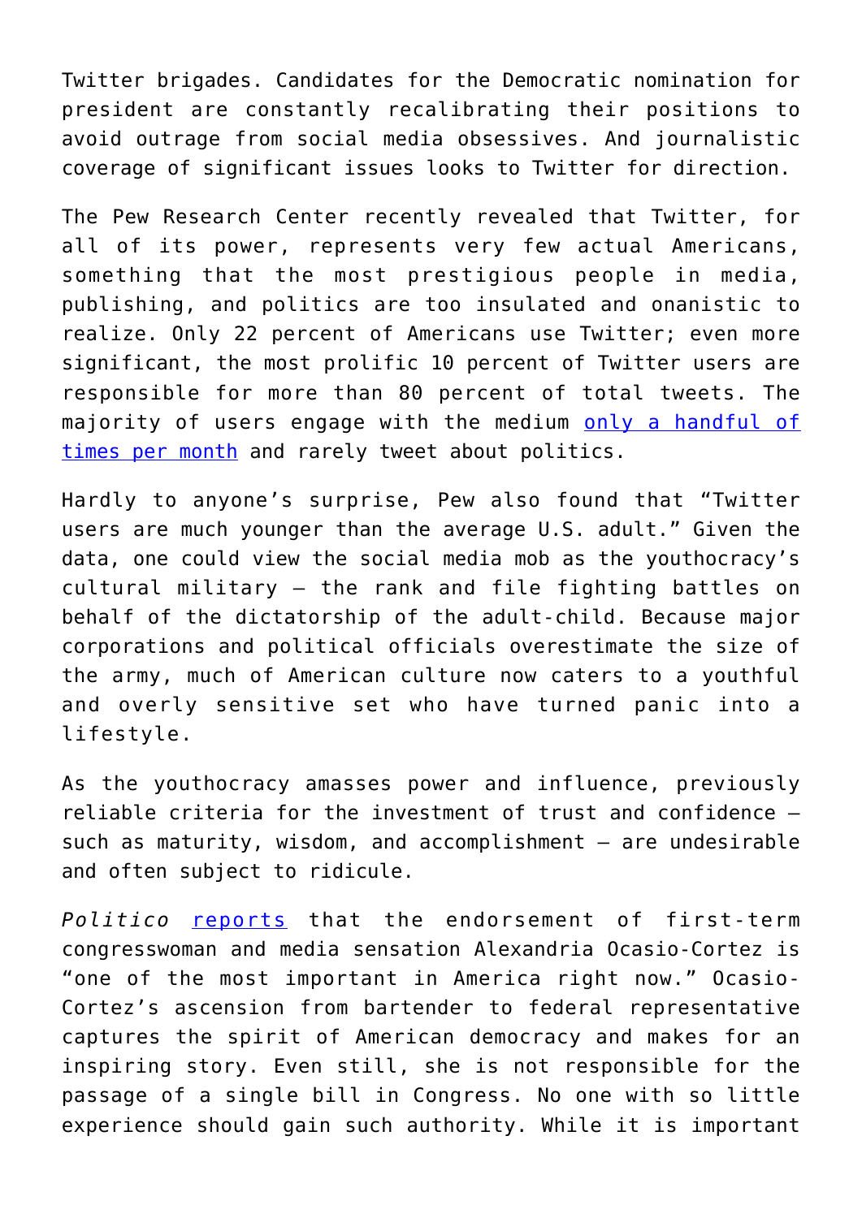Twitter brigades. Candidates for the Democratic nomination for president are constantly recalibrating their positions to avoid outrage from social media obsessives. And journalistic coverage of significant issues looks to Twitter for direction.

The Pew Research Center recently revealed that Twitter, for all of its power, represents very few actual Americans, something that the most prestigious people in media, publishing, and politics are too insulated and onanistic to realize. Only 22 percent of Americans use Twitter; even more significant, the most prolific 10 percent of Twitter users are responsible for more than 80 percent of total tweets. The majority of users engage with the medium only a handful of times per month and rarely tweet about politics.

Hardly to anyone's surprise, Pew also found that "Twitter users are much younger than the average U.S. adult." Given the data, one could view the social media mob as the youthocracy's cultural military – the rank and file fighting battles on behalf of the dictatorship of the adult-child. Because major corporations and political officials overestimate the size of the army, much of American culture now caters to a youthful and overly sensitive set who have turned panic into a lifestyle.

As the youthocracy amasses power and influence, previously reliable criteria for the investment of trust and confidence – such as maturity, wisdom, and accomplishment – are undesirable and often subject to ridicule.

*Politico* reports that the endorsement of first-term congresswoman and media sensation Alexandria Ocasio-Cortez is "one of the most important in America right now." Ocasio-Cortez's ascension from bartender to federal representative captures the spirit of American democracy and makes for an inspiring story. Even still, she is not responsible for the passage of a single bill in Congress. No one with so little experience should gain such authority. While it is important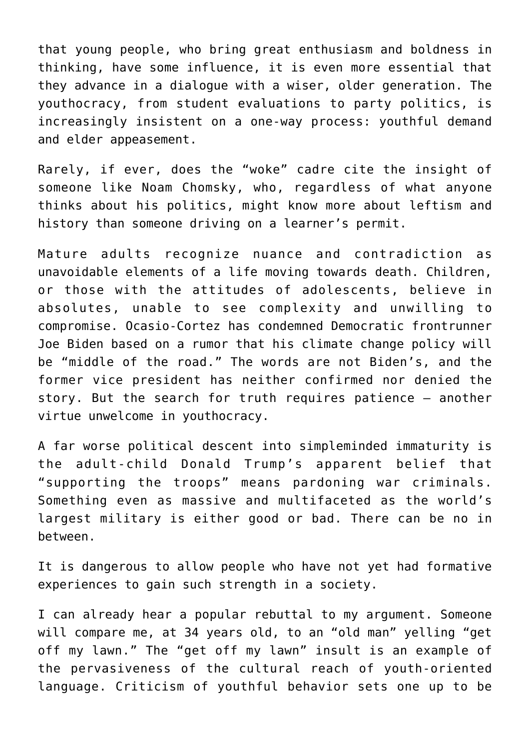that young people, who bring great enthusiasm and boldness in thinking, have some influence, it is even more essential that they advance in a dialogue with a wiser, older generation. The youthocracy, from student evaluations to party politics, is increasingly insistent on a one-way process: youthful demand and elder appeasement.

Rarely, if ever, does the "woke" cadre cite the insight of someone like Noam Chomsky, who, regardless of what anyone thinks about his politics, might know more about leftism and history than someone driving on a learner's permit.

Mature adults recognize nuance and contradiction as unavoidable elements of a life moving towards death. Children, or those with the attitudes of adolescents, believe in absolutes, unable to see complexity and unwilling to compromise. Ocasio-Cortez has condemned Democratic frontrunner Joe Biden based on a rumor that his climate change policy will be "middle of the road." The words are not Biden's, and the former vice president has neither confirmed nor denied the story. But the search for truth requires patience – another virtue unwelcome in youthocracy.

A far worse political descent into simpleminded immaturity is the adult-child Donald Trump's apparent belief that "supporting the troops" means pardoning war criminals. Something even as massive and multifaceted as the world's largest military is either good or bad. There can be no in between.

It is dangerous to allow people who have not yet had formative experiences to gain such strength in a society.

I can already hear a popular rebuttal to my argument. Someone will compare me, at 34 years old, to an "old man" yelling "get off my lawn." The "get off my lawn" insult is an example of the pervasiveness of the cultural reach of youth-oriented language. Criticism of youthful behavior sets one up to be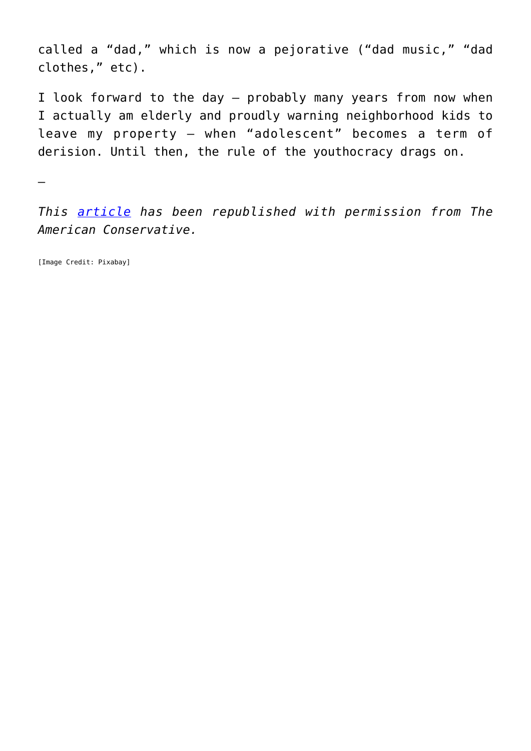called a “dad,” which is now a pejorative (“dad music,” “dad clothes,” etc).

I look forward to the day – probably many years from now when I actually am elderly and proudly warning neighborhood kids to leave my property – when “adolescent” becomes a term of derision. Until then, the rule of the youthocracy drags on.

—

*This article has been republished with permission from The American Conservative.*

[Image Credit: Pixabay]